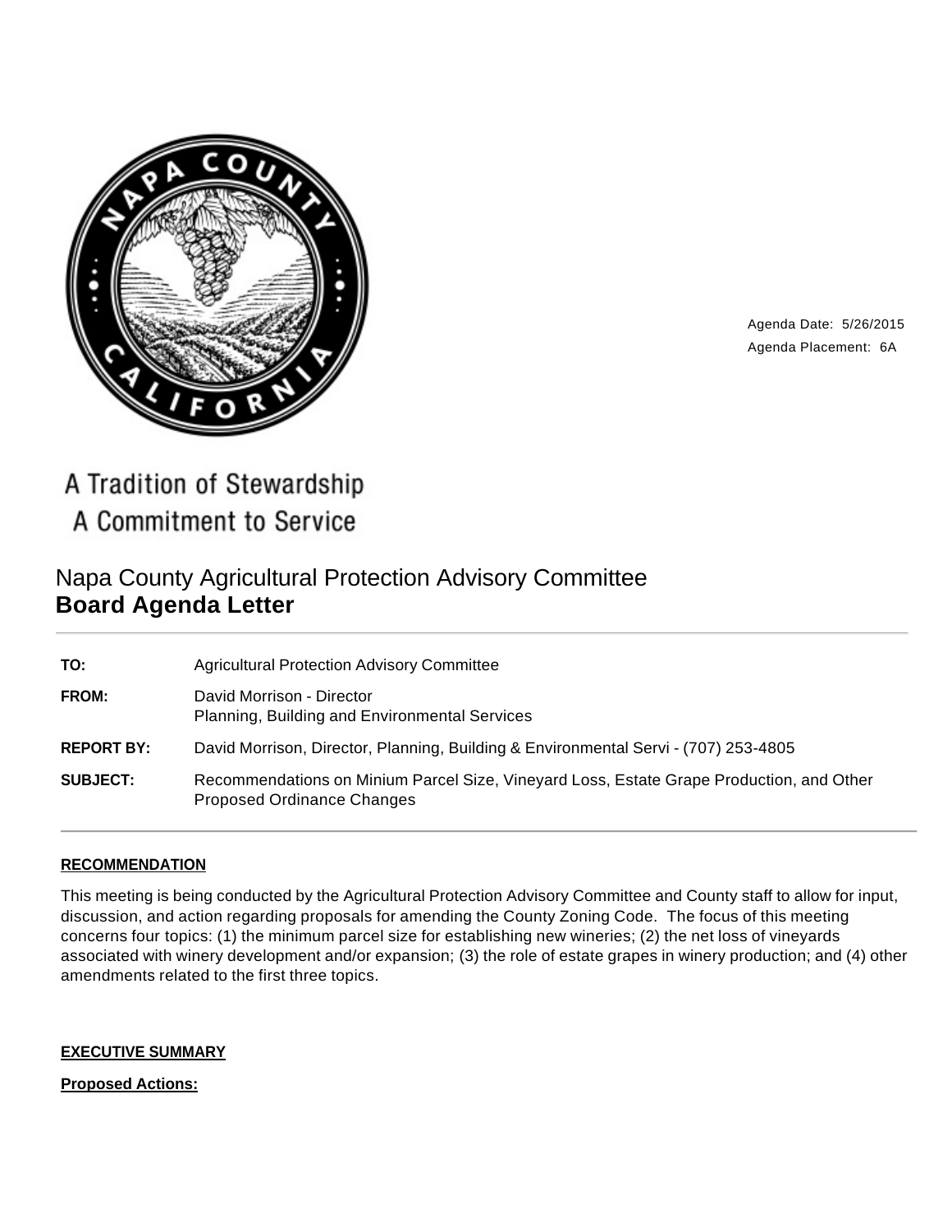A Tradition of Stewardship
A Commitment to Service

Agenda Date: 5/26/2015
Agenda Placement: 6A

# Napa County Agricultural Protection Advisory Committee
# **Board Agenda Letter**

| | |
|---|---|
| **TO:** | Agricultural Protection Advisory Committee |
| **FROM:** | David Morrison - Director<br>Planning, Building and Environmental Services |
| **REPORT BY:** | David Morrison, Director, Planning, Building & Environmental Servi - (707) 253-4805 |
| **SUBJECT:** | Recommendations on Minium Parcel Size, Vineyard Loss, Estate Grape Production, and Other Proposed Ordinance Changes |

## RECOMMENDATION

This meeting is being conducted by the Agricultural Protection Advisory Committee and County staff to allow for input, discussion, and action regarding proposals for amending the County Zoning Code. The focus of this meeting concerns four topics: (1) the minimum parcel size for establishing new wineries; (2) the net loss of vineyards associated with winery development and/or expansion; (3) the role of estate grapes in winery production; and (4) other amendments related to the first three topics.

## EXECUTIVE SUMMARY

**Proposed Actions:**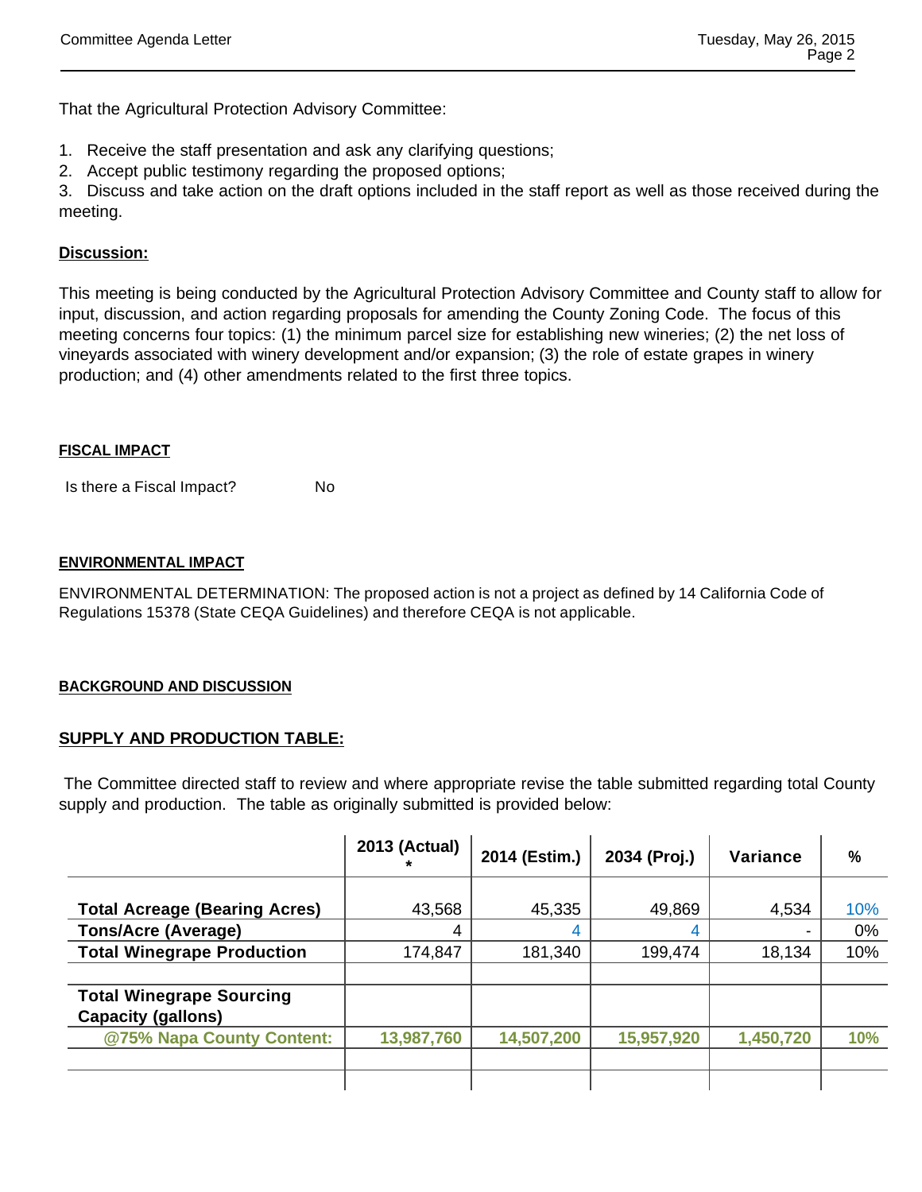That the Agricultural Protection Advisory Committee:

1. Receive the staff presentation and ask any clarifying questions;
2. Accept public testimony regarding the proposed options;
3. Discuss and take action on the draft options included in the staff report as well as those received during the meeting.

**Discussion:**

This meeting is being conducted by the Agricultural Protection Advisory Committee and County staff to allow for input, discussion, and action regarding proposals for amending the County Zoning Code. The focus of this meeting concerns four topics: (1) the minimum parcel size for establishing new wineries; (2) the net loss of vineyards associated with winery development and/or expansion; (3) the role of estate grapes in winery production; and (4) other amendments related to the first three topics.

**FISCAL IMPACT**

Is there a Fiscal Impact? No

**ENVIRONMENTAL IMPACT**

ENVIRONMENTAL DETERMINATION: The proposed action is not a project as defined by 14 California Code of Regulations 15378 (State CEQA Guidelines) and therefore CEQA is not applicable.

**BACKGROUND AND DISCUSSION**

**SUPPLY AND PRODUCTION TABLE:**

The Committee directed staff to review and where appropriate revise the table submitted regarding total County supply and production. The table as originally submitted is provided below:

| | 2013 (Actual) * | 2014 (Estim.) | 2034 (Proj.) | Variance | % |
|---|---|---|---|---|---|
| **Total Acreage (Bearing Acres)** | 43,568 | 45,335 | 49,869 | 4,534 | 10% |
| **Tons/Acre (Average)** | 4 | 4 | 4 | - | 0% |
| **Total Winegrape Production** | 174,847 | 181,340 | 199,474 | 18,134 | 10% |
| | | | | | |
| **Total Winegrape Sourcing Capacity (gallons)** | | | | | |
| **@75% Napa County Content:** | **13,987,760** | **14,507,200** | **15,957,920** | **1,450,720** | **10%** |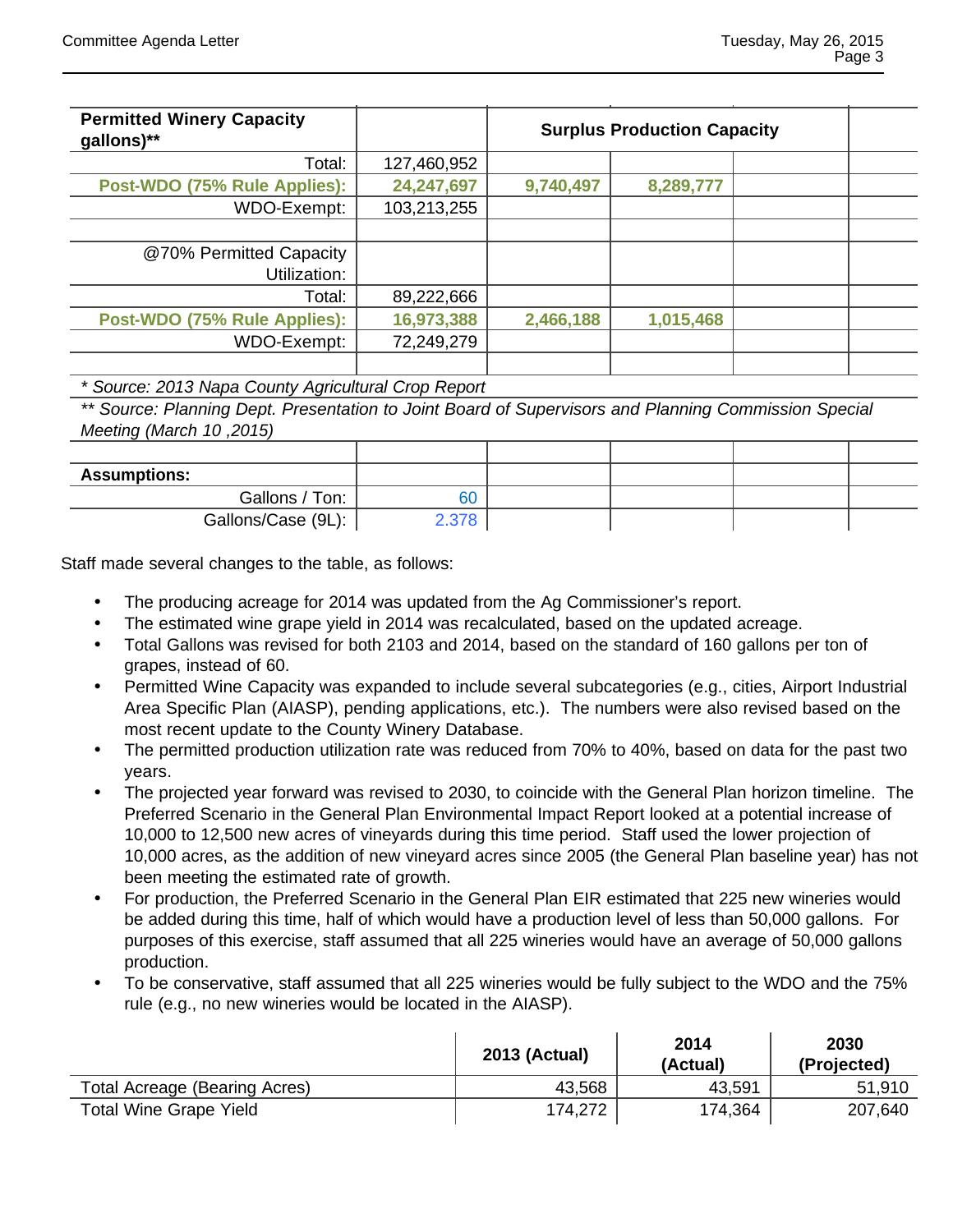| Permitted Winery Capacity gallons)** | | Surplus Production Capacity | | | |
|---|---|---|---|---|---|
| Total: | 127,460,952 | | | | |
| **Post-WDO (75% Rule Applies):** | **24,247,697** | **9,740,497** | **8,289,777** | | |
| WDO-Exempt: | 103,213,255 | | | | |
| | | | | | |
| @70% Permitted Capacity Utilization: | | | | | |
| Total: | 89,222,666 | | | | |
| **Post-WDO (75% Rule Applies):** | **16,973,388** | **2,466,188** | **1,015,468** | | |
| WDO-Exempt: | 72,249,279 | | | | |
| | | | | | |

*\* Source: 2013 Napa County Agricultural Crop Report*

*\*\* Source: Planning Dept. Presentation to Joint Board of Supervisors and Planning Commission Special Meeting (March 10 ,2015)*

| **Assumptions:** | | | | | |
|---|---|---|---|---|---|
| Gallons / Ton: | 60 | | | | |
| Gallons/Case (9L): | 2.378 | | | | |

Staff made several changes to the table, as follows:

- The producing acreage for 2014 was updated from the Ag Commissioner's report.
- The estimated wine grape yield in 2014 was recalculated, based on the updated acreage.
- Total Gallons was revised for both 2103 and 2014, based on the standard of 160 gallons per ton of grapes, instead of 60.
- Permitted Wine Capacity was expanded to include several subcategories (e.g., cities, Airport Industrial Area Specific Plan (AIASP), pending applications, etc.). The numbers were also revised based on the most recent update to the County Winery Database.
- The permitted production utilization rate was reduced from 70% to 40%, based on data for the past two years.
- The projected year forward was revised to 2030, to coincide with the General Plan horizon timeline. The Preferred Scenario in the General Plan Environmental Impact Report looked at a potential increase of 10,000 to 12,500 new acres of vineyards during this time period. Staff used the lower projection of 10,000 acres, as the addition of new vineyard acres since 2005 (the General Plan baseline year) has not been meeting the estimated rate of growth.
- For production, the Preferred Scenario in the General Plan EIR estimated that 225 new wineries would be added during this time, half of which would have a production level of less than 50,000 gallons. For purposes of this exercise, staff assumed that all 225 wineries would have an average of 50,000 gallons production.
- To be conservative, staff assumed that all 225 wineries would be fully subject to the WDO and the 75% rule (e.g., no new wineries would be located in the AIASP).

| | 2013 (Actual) | 2014 (Actual) | 2030 (Projected) |
|---|---|---|---|
| Total Acreage (Bearing Acres) | 43,568 | 43,591 | 51,910 |
| Total Wine Grape Yield | 174,272 | 174,364 | 207,640 |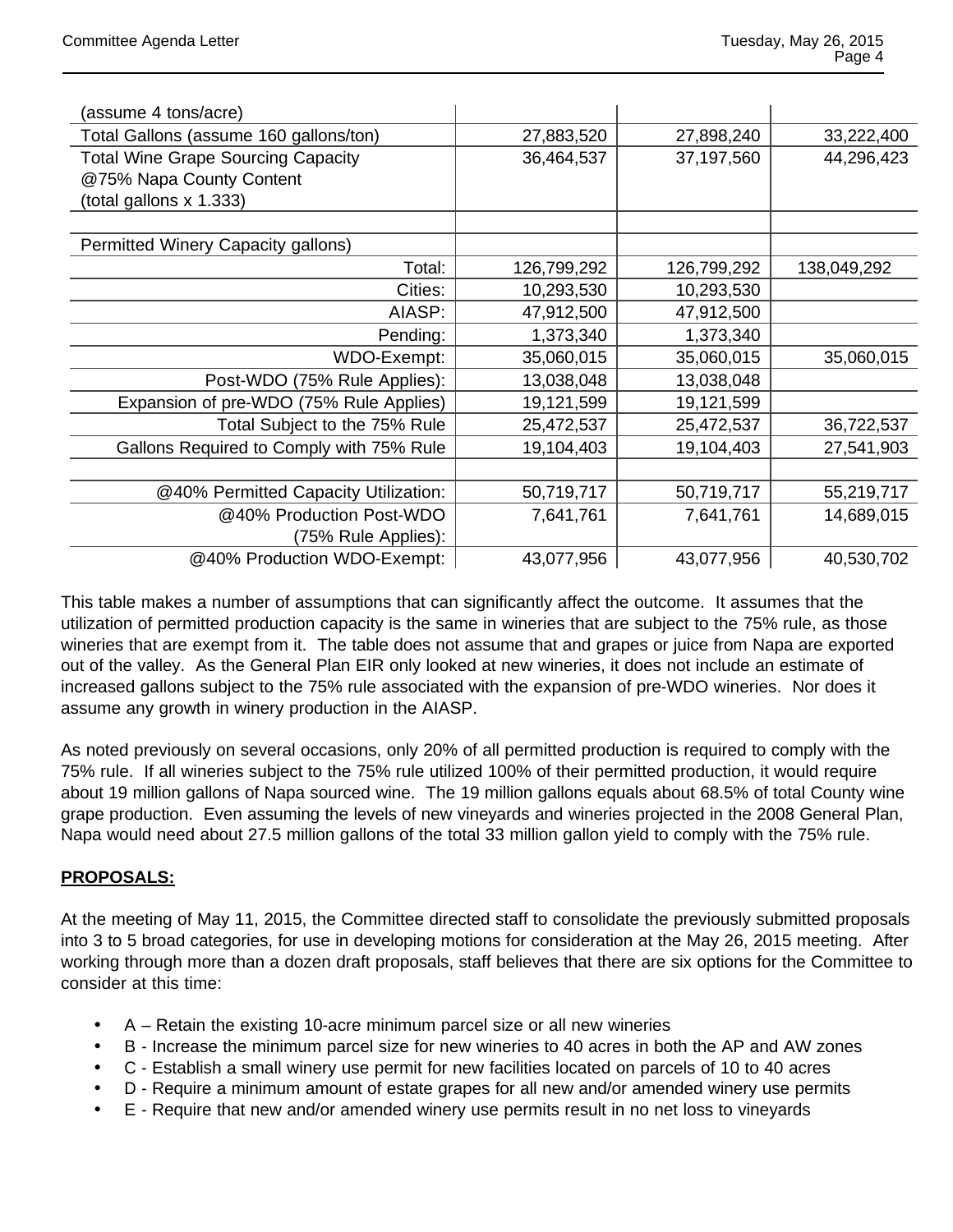| | | | |
|---|---|---|---|
| (assume 4 tons/acre) | | | |
| Total Gallons (assume 160 gallons/ton) | 27,883,520 | 27,898,240 | 33,222,400 |
| Total Wine Grape Sourcing Capacity @75% Napa County Content (total gallons x 1.333) | 36,464,537 | 37,197,560 | 44,296,423 |
| | | | |
| Permitted Winery Capacity gallons) | | | |
| Total: | 126,799,292 | 126,799,292 | 138,049,292 |
| Cities: | 10,293,530 | 10,293,530 | |
| AIASP: | 47,912,500 | 47,912,500 | |
| Pending: | 1,373,340 | 1,373,340 | |
| WDO-Exempt: | 35,060,015 | 35,060,015 | 35,060,015 |
| Post-WDO (75% Rule Applies): | 13,038,048 | 13,038,048 | |
| Expansion of pre-WDO (75% Rule Applies) | 19,121,599 | 19,121,599 | |
| Total Subject to the 75% Rule | 25,472,537 | 25,472,537 | 36,722,537 |
| Gallons Required to Comply with 75% Rule | 19,104,403 | 19,104,403 | 27,541,903 |
| | | | |
| @40% Permitted Capacity Utilization: | 50,719,717 | 50,719,717 | 55,219,717 |
| @40% Production Post-WDO (75% Rule Applies): | 7,641,761 | 7,641,761 | 14,689,015 |
| @40% Production WDO-Exempt: | 43,077,956 | 43,077,956 | 40,530,702 |

This table makes a number of assumptions that can significantly affect the outcome. It assumes that the utilization of permitted production capacity is the same in wineries that are subject to the 75% rule, as those wineries that are exempt from it. The table does not assume that and grapes or juice from Napa are exported out of the valley. As the General Plan EIR only looked at new wineries, it does not include an estimate of increased gallons subject to the 75% rule associated with the expansion of pre-WDO wineries. Nor does it assume any growth in winery production in the AIASP.

As noted previously on several occasions, only 20% of all permitted production is required to comply with the 75% rule. If all wineries subject to the 75% rule utilized 100% of their permitted production, it would require about 19 million gallons of Napa sourced wine. The 19 million gallons equals about 68.5% of total County wine grape production. Even assuming the levels of new vineyards and wineries projected in the 2008 General Plan, Napa would need about 27.5 million gallons of the total 33 million gallon yield to comply with the 75% rule.

**PROPOSALS:**

At the meeting of May 11, 2015, the Committee directed staff to consolidate the previously submitted proposals into 3 to 5 broad categories, for use in developing motions for consideration at the May 26, 2015 meeting. After working through more than a dozen draft proposals, staff believes that there are six options for the Committee to consider at this time:

- A – Retain the existing 10-acre minimum parcel size or all new wineries
- B - Increase the minimum parcel size for new wineries to 40 acres in both the AP and AW zones
- C - Establish a small winery use permit for new facilities located on parcels of 10 to 40 acres
- D - Require a minimum amount of estate grapes for all new and/or amended winery use permits
- E - Require that new and/or amended winery use permits result in no net loss to vineyards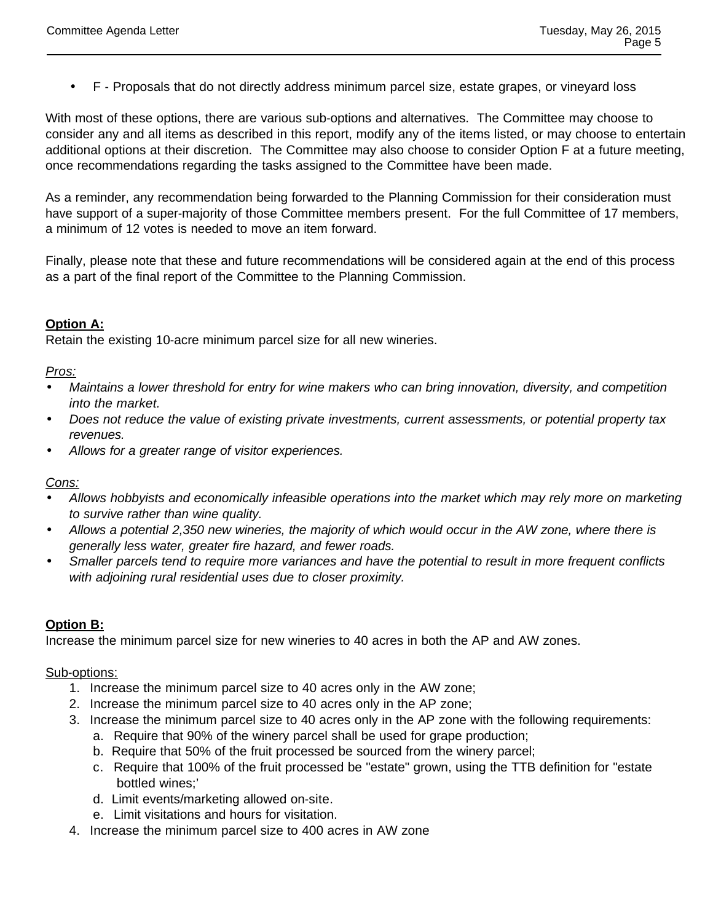- F - Proposals that do not directly address minimum parcel size, estate grapes, or vineyard loss

With most of these options, there are various sub-options and alternatives. The Committee may choose to consider any and all items as described in this report, modify any of the items listed, or may choose to entertain additional options at their discretion. The Committee may also choose to consider Option F at a future meeting, once recommendations regarding the tasks assigned to the Committee have been made.

As a reminder, any recommendation being forwarded to the Planning Commission for their consideration must have support of a super-majority of those Committee members present. For the full Committee of 17 members, a minimum of 12 votes is needed to move an item forward.

Finally, please note that these and future recommendations will be considered again at the end of this process as a part of the final report of the Committee to the Planning Commission.

**Option A:**
Retain the existing 10-acre minimum parcel size for all new wineries.

*Pros:*

- *Maintains a lower threshold for entry for wine makers who can bring innovation, diversity, and competition into the market.*
- *Does not reduce the value of existing private investments, current assessments, or potential property tax revenues.*
- *Allows for a greater range of visitor experiences.*

*Cons:*

- *Allows hobbyists and economically infeasible operations into the market which may rely more on marketing to survive rather than wine quality.*
- *Allows a potential 2,350 new wineries, the majority of which would occur in the AW zone, where there is generally less water, greater fire hazard, and fewer roads.*
- *Smaller parcels tend to require more variances and have the potential to result in more frequent conflicts with adjoining rural residential uses due to closer proximity.*

**Option B:**
Increase the minimum parcel size for new wineries to 40 acres in both the AP and AW zones.

Sub-options:

1. Increase the minimum parcel size to 40 acres only in the AW zone;
2. Increase the minimum parcel size to 40 acres only in the AP zone;
3. Increase the minimum parcel size to 40 acres only in the AP zone with the following requirements:
   a. Require that 90% of the winery parcel shall be used for grape production;
   b. Require that 50% of the fruit processed be sourced from the winery parcel;
   c. Require that 100% of the fruit processed be "estate" grown, using the TTB definition for "estate bottled wines;'
   d. Limit events/marketing allowed on-site.
   e. Limit visitations and hours for visitation.
4. Increase the minimum parcel size to 400 acres in AW zone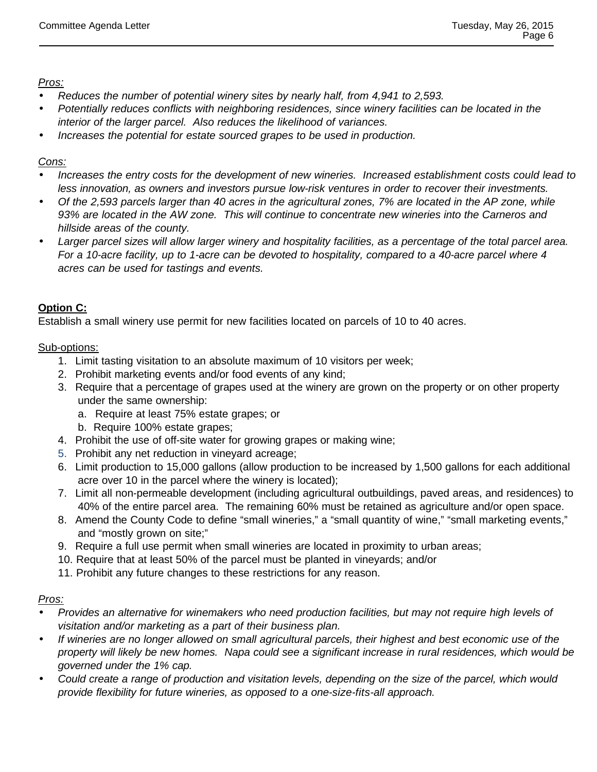*Pros:*

- *Reduces the number of potential winery sites by nearly half, from 4,941 to 2,593.*
- *Potentially reduces conflicts with neighboring residences, since winery facilities can be located in the interior of the larger parcel. Also reduces the likelihood of variances.*
- *Increases the potential for estate sourced grapes to be used in production.*

*Cons:*

- *Increases the entry costs for the development of new wineries. Increased establishment costs could lead to less innovation, as owners and investors pursue low-risk ventures in order to recover their investments.*
- *Of the 2,593 parcels larger than 40 acres in the agricultural zones, 7% are located in the AP zone, while 93% are located in the AW zone. This will continue to concentrate new wineries into the Carneros and hillside areas of the county.*
- *Larger parcel sizes will allow larger winery and hospitality facilities, as a percentage of the total parcel area. For a 10-acre facility, up to 1-acre can be devoted to hospitality, compared to a 40-acre parcel where 4 acres can be used for tastings and events.*

**Option C:**

Establish a small winery use permit for new facilities located on parcels of 10 to 40 acres.

Sub-options:

1. Limit tasting visitation to an absolute maximum of 10 visitors per week;
2. Prohibit marketing events and/or food events of any kind;
3. Require that a percentage of grapes used at the winery are grown on the property or on other property under the same ownership:
   a. Require at least 75% estate grapes; or
   b. Require 100% estate grapes;
4. Prohibit the use of off-site water for growing grapes or making wine;
5. Prohibit any net reduction in vineyard acreage;
6. Limit production to 15,000 gallons (allow production to be increased by 1,500 gallons for each additional acre over 10 in the parcel where the winery is located);
7. Limit all non-permeable development (including agricultural outbuildings, paved areas, and residences) to 40% of the entire parcel area. The remaining 60% must be retained as agriculture and/or open space.
8. Amend the County Code to define “small wineries,” a “small quantity of wine,” “small marketing events,” and “mostly grown on site;”
9. Require a full use permit when small wineries are located in proximity to urban areas;
10. Require that at least 50% of the parcel must be planted in vineyards; and/or
11. Prohibit any future changes to these restrictions for any reason.

*Pros:*

- *Provides an alternative for winemakers who need production facilities, but may not require high levels of visitation and/or marketing as a part of their business plan.*
- *If wineries are no longer allowed on small agricultural parcels, their highest and best economic use of the property will likely be new homes. Napa could see a significant increase in rural residences, which would be governed under the 1% cap.*
- *Could create a range of production and visitation levels, depending on the size of the parcel, which would provide flexibility for future wineries, as opposed to a one-size-fits-all approach.*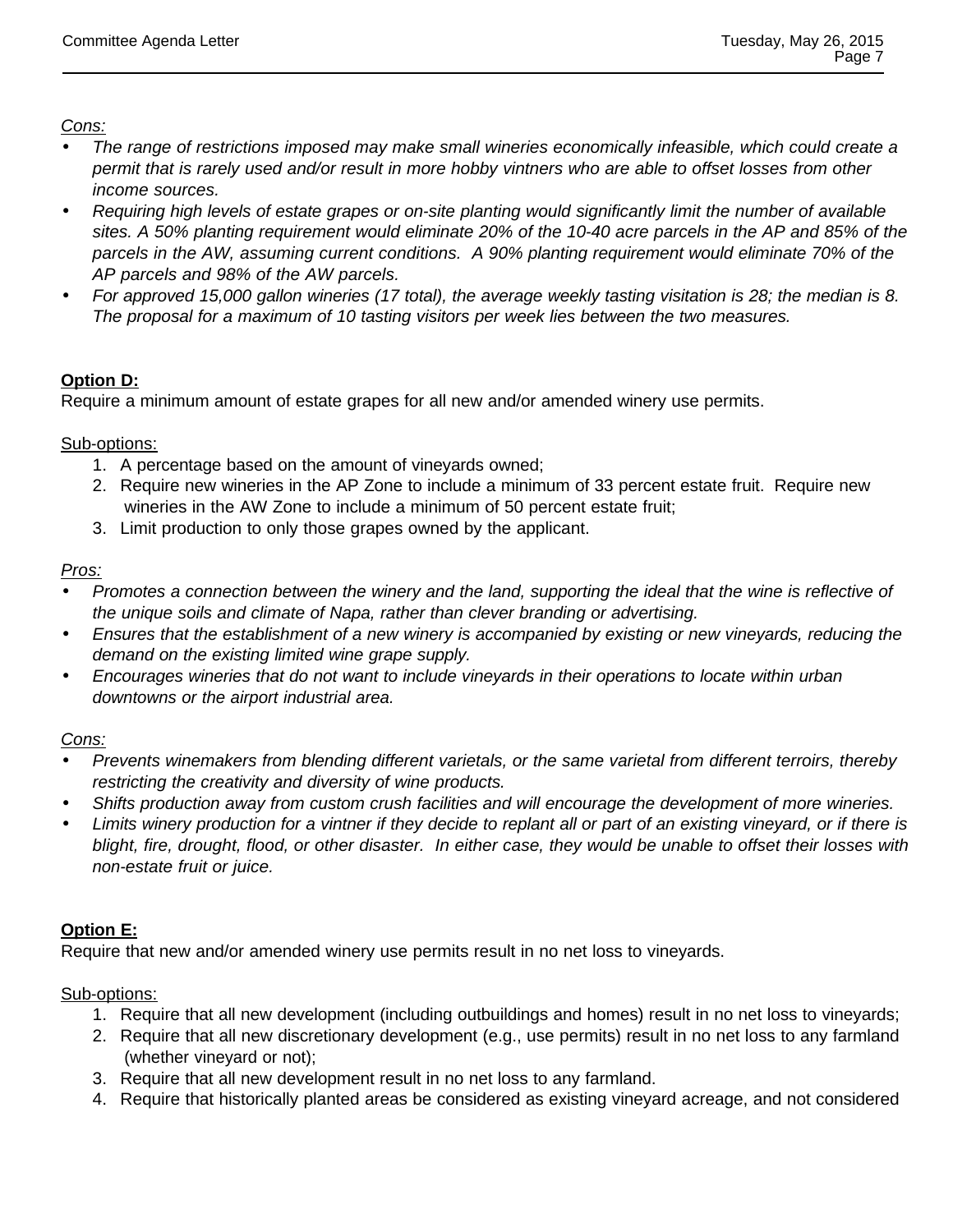*Cons:*

- *The range of restrictions imposed may make small wineries economically infeasible, which could create a permit that is rarely used and/or result in more hobby vintners who are able to offset losses from other income sources.*
- *Requiring high levels of estate grapes or on-site planting would significantly limit the number of available sites. A 50% planting requirement would eliminate 20% of the 10-40 acre parcels in the AP and 85% of the parcels in the AW, assuming current conditions. A 90% planting requirement would eliminate 70% of the AP parcels and 98% of the AW parcels.*
- *For approved 15,000 gallon wineries (17 total), the average weekly tasting visitation is 28; the median is 8. The proposal for a maximum of 10 tasting visitors per week lies between the two measures.*

**Option D:**

Require a minimum amount of estate grapes for all new and/or amended winery use permits.

Sub-options:

1. A percentage based on the amount of vineyards owned;
2. Require new wineries in the AP Zone to include a minimum of 33 percent estate fruit. Require new wineries in the AW Zone to include a minimum of 50 percent estate fruit;
3. Limit production to only those grapes owned by the applicant.

*Pros:*

- *Promotes a connection between the winery and the land, supporting the ideal that the wine is reflective of the unique soils and climate of Napa, rather than clever branding or advertising.*
- *Ensures that the establishment of a new winery is accompanied by existing or new vineyards, reducing the demand on the existing limited wine grape supply.*
- *Encourages wineries that do not want to include vineyards in their operations to locate within urban downtowns or the airport industrial area.*

*Cons:*

- *Prevents winemakers from blending different varietals, or the same varietal from different terroirs, thereby restricting the creativity and diversity of wine products.*
- *Shifts production away from custom crush facilities and will encourage the development of more wineries.*
- *Limits winery production for a vintner if they decide to replant all or part of an existing vineyard, or if there is blight, fire, drought, flood, or other disaster. In either case, they would be unable to offset their losses with non-estate fruit or juice.*

**Option E:**

Require that new and/or amended winery use permits result in no net loss to vineyards.

Sub-options:

1. Require that all new development (including outbuildings and homes) result in no net loss to vineyards;
2. Require that all new discretionary development (e.g., use permits) result in no net loss to any farmland (whether vineyard or not);
3. Require that all new development result in no net loss to any farmland.
4. Require that historically planted areas be considered as existing vineyard acreage, and not considered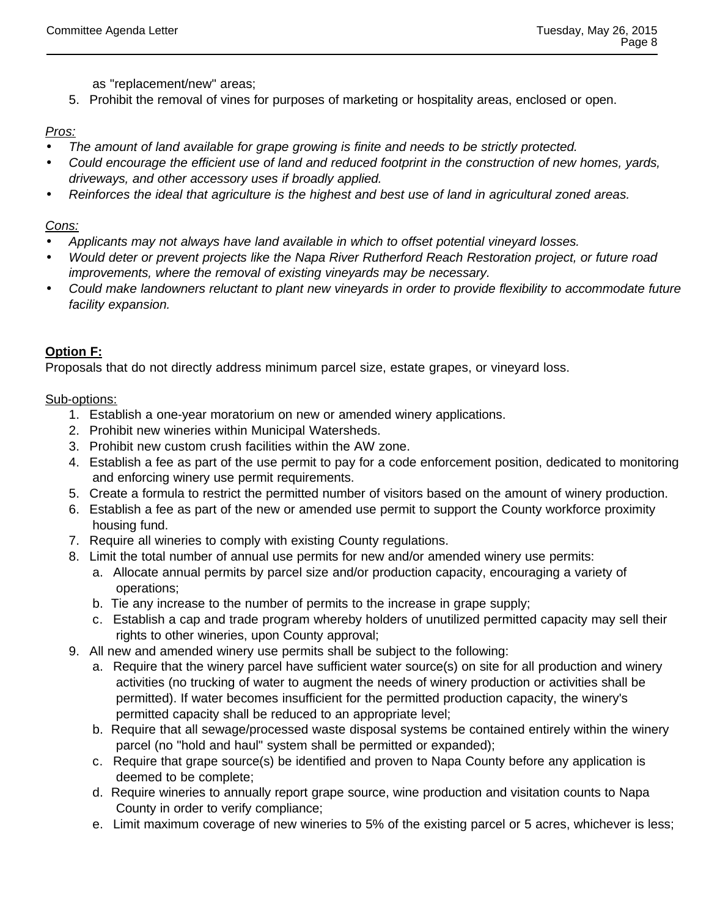as "replacement/new" areas;

5. Prohibit the removal of vines for purposes of marketing or hospitality areas, enclosed or open.

*Pros:*

- *The amount of land available for grape growing is finite and needs to be strictly protected.*
- *Could encourage the efficient use of land and reduced footprint in the construction of new homes, yards, driveways, and other accessory uses if broadly applied.*
- *Reinforces the ideal that agriculture is the highest and best use of land in agricultural zoned areas.*

*Cons:*

- *Applicants may not always have land available in which to offset potential vineyard losses.*
- *Would deter or prevent projects like the Napa River Rutherford Reach Restoration project, or future road improvements, where the removal of existing vineyards may be necessary.*
- *Could make landowners reluctant to plant new vineyards in order to provide flexibility to accommodate future facility expansion.*

**Option F:**

Proposals that do not directly address minimum parcel size, estate grapes, or vineyard loss.

Sub-options:

1. Establish a one-year moratorium on new or amended winery applications.
2. Prohibit new wineries within Municipal Watersheds.
3. Prohibit new custom crush facilities within the AW zone.
4. Establish a fee as part of the use permit to pay for a code enforcement position, dedicated to monitoring and enforcing winery use permit requirements.
5. Create a formula to restrict the permitted number of visitors based on the amount of winery production.
6. Establish a fee as part of the new or amended use permit to support the County workforce proximity housing fund.
7. Require all wineries to comply with existing County regulations.
8. Limit the total number of annual use permits for new and/or amended winery use permits:
   a. Allocate annual permits by parcel size and/or production capacity, encouraging a variety of operations;
   b. Tie any increase to the number of permits to the increase in grape supply;
   c. Establish a cap and trade program whereby holders of unutilized permitted capacity may sell their rights to other wineries, upon County approval;
9. All new and amended winery use permits shall be subject to the following:
   a. Require that the winery parcel have sufficient water source(s) on site for all production and winery activities (no trucking of water to augment the needs of winery production or activities shall be permitted). If water becomes insufficient for the permitted production capacity, the winery's permitted capacity shall be reduced to an appropriate level;
   b. Require that all sewage/processed waste disposal systems be contained entirely within the winery parcel (no "hold and haul" system shall be permitted or expanded);
   c. Require that grape source(s) be identified and proven to Napa County before any application is deemed to be complete;
   d. Require wineries to annually report grape source, wine production and visitation counts to Napa County in order to verify compliance;
   e. Limit maximum coverage of new wineries to 5% of the existing parcel or 5 acres, whichever is less;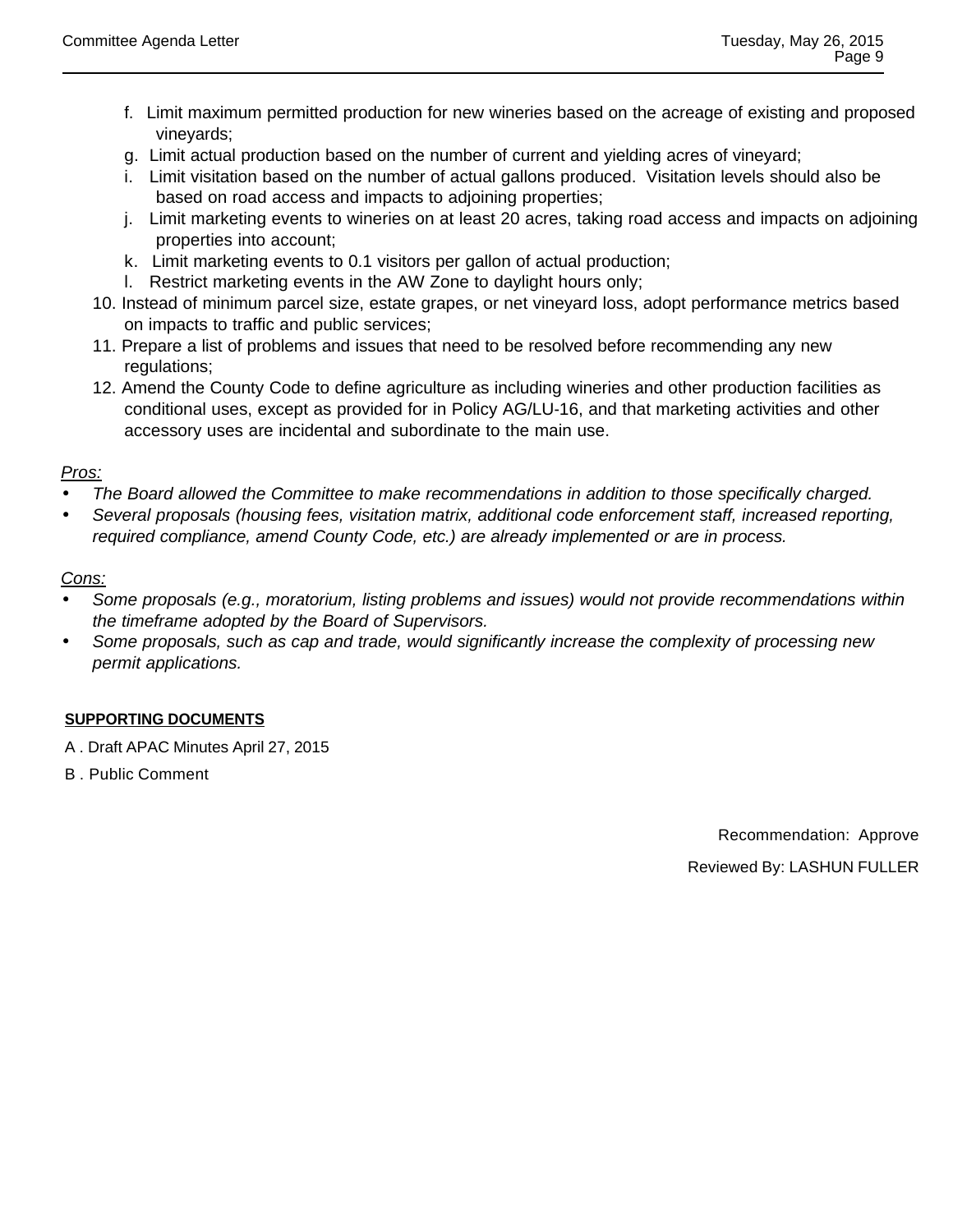f. Limit maximum permitted production for new wineries based on the acreage of existing and proposed vineyards;
   g. Limit actual production based on the number of current and yielding acres of vineyard;
   i. Limit visitation based on the number of actual gallons produced. Visitation levels should also be based on road access and impacts to adjoining properties;
   j. Limit marketing events to wineries on at least 20 acres, taking road access and impacts on adjoining properties into account;
   k. Limit marketing events to 0.1 visitors per gallon of actual production;
   l. Restrict marketing events in the AW Zone to daylight hours only;

10. Instead of minimum parcel size, estate grapes, or net vineyard loss, adopt performance metrics based on impacts to traffic and public services;
11. Prepare a list of problems and issues that need to be resolved before recommending any new regulations;
12. Amend the County Code to define agriculture as including wineries and other production facilities as conditional uses, except as provided for in Policy AG/LU-16, and that marketing activities and other accessory uses are incidental and subordinate to the main use.

*Pros:*

- *The Board allowed the Committee to make recommendations in addition to those specifically charged.*
- *Several proposals (housing fees, visitation matrix, additional code enforcement staff, increased reporting, required compliance, amend County Code, etc.) are already implemented or are in process.*

*Cons:*

- *Some proposals (e.g., moratorium, listing problems and issues) would not provide recommendations within the timeframe adopted by the Board of Supervisors.*
- *Some proposals, such as cap and trade, would significantly increase the complexity of processing new permit applications.*

**SUPPORTING DOCUMENTS**

A . Draft APAC Minutes April 27, 2015

B . Public Comment

Recommendation: Approve

Reviewed By: LASHUN FULLER